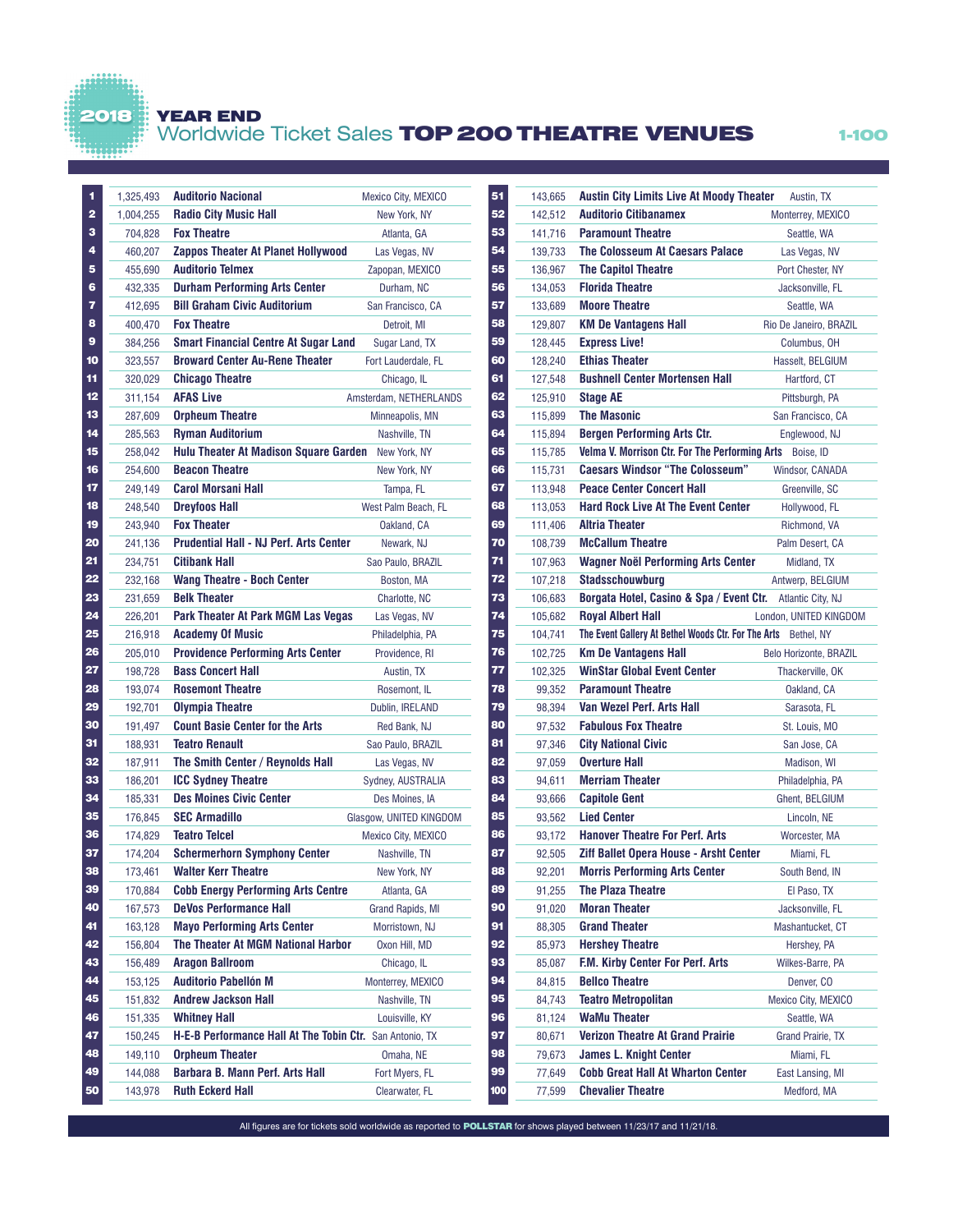# 2018 YEAR END

## Worldwide Ticket Sales TOP 200 THEATRE VENUES

1-100

| Rank | Tickets Sold | Venue | Location |
|---|---|---|---|
| 1 | 1,325,493 | Auditorio Nacional | Mexico City, MEXICO |
| 2 | 1,004,255 | Radio City Music Hall | New York, NY |
| 3 | 704,828 | Fox Theatre | Atlanta, GA |
| 4 | 460,207 | Zappos Theater At Planet Hollywood | Las Vegas, NV |
| 5 | 455,690 | Auditorio Telmex | Zapopan, MEXICO |
| 6 | 432,335 | Durham Performing Arts Center | Durham, NC |
| 7 | 412,695 | Bill Graham Civic Auditorium | San Francisco, CA |
| 8 | 400,470 | Fox Theatre | Detroit, MI |
| 9 | 384,256 | Smart Financial Centre At Sugar Land | Sugar Land, TX |
| 10 | 323,557 | Broward Center Au-Rene Theater | Fort Lauderdale, FL |
| 11 | 320,029 | Chicago Theatre | Chicago, IL |
| 12 | 311,154 | AFAS Live | Amsterdam, NETHERLANDS |
| 13 | 287,609 | Orpheum Theatre | Minneapolis, MN |
| 14 | 285,563 | Ryman Auditorium | Nashville, TN |
| 15 | 258,042 | Hulu Theater At Madison Square Garden | New York, NY |
| 16 | 254,600 | Beacon Theatre | New York, NY |
| 17 | 249,149 | Carol Morsani Hall | Tampa, FL |
| 18 | 248,540 | Dreyfoos Hall | West Palm Beach, FL |
| 19 | 243,940 | Fox Theater | Oakland, CA |
| 20 | 241,136 | Prudential Hall - NJ Perf. Arts Center | Newark, NJ |
| 21 | 234,751 | Citibank Hall | Sao Paulo, BRAZIL |
| 22 | 232,168 | Wang Theatre - Boch Center | Boston, MA |
| 23 | 231,659 | Belk Theater | Charlotte, NC |
| 24 | 226,201 | Park Theater At Park MGM Las Vegas | Las Vegas, NV |
| 25 | 216,918 | Academy Of Music | Philadelphia, PA |
| 26 | 205,010 | Providence Performing Arts Center | Providence, RI |
| 27 | 198,728 | Bass Concert Hall | Austin, TX |
| 28 | 193,074 | Rosemont Theatre | Rosemont, IL |
| 29 | 192,701 | Olympia Theatre | Dublin, IRELAND |
| 30 | 191,497 | Count Basie Center for the Arts | Red Bank, NJ |
| 31 | 188,931 | Teatro Renault | Sao Paulo, BRAZIL |
| 32 | 187,911 | The Smith Center / Reynolds Hall | Las Vegas, NV |
| 33 | 186,201 | ICC Sydney Theatre | Sydney, AUSTRALIA |
| 34 | 185,331 | Des Moines Civic Center | Des Moines, IA |
| 35 | 176,845 | SEC Armadillo | Glasgow, UNITED KINGDOM |
| 36 | 174,829 | Teatro Telcel | Mexico City, MEXICO |
| 37 | 174,204 | Schermerhorn Symphony Center | Nashville, TN |
| 38 | 173,461 | Walter Kerr Theatre | New York, NY |
| 39 | 170,884 | Cobb Energy Performing Arts Centre | Atlanta, GA |
| 40 | 167,573 | DeVos Performance Hall | Grand Rapids, MI |
| 41 | 163,128 | Mayo Performing Arts Center | Morristown, NJ |
| 42 | 156,804 | The Theater At MGM National Harbor | Oxon Hill, MD |
| 43 | 156,489 | Aragon Ballroom | Chicago, IL |
| 44 | 153,125 | Auditorio Pabellón M | Monterrey, MEXICO |
| 45 | 151,832 | Andrew Jackson Hall | Nashville, TN |
| 46 | 151,335 | Whitney Hall | Louisville, KY |
| 47 | 150,245 | H-E-B Performance Hall At The Tobin Ctr. | San Antonio, TX |
| 48 | 149,110 | Orpheum Theater | Omaha, NE |
| 49 | 144,088 | Barbara B. Mann Perf. Arts Hall | Fort Myers, FL |
| 50 | 143,978 | Ruth Eckerd Hall | Clearwater, FL |
| 51 | 143,665 | Austin City Limits Live At Moody Theater | Austin, TX |
| 52 | 142,512 | Auditorio Citibanamex | Monterrey, MEXICO |
| 53 | 141,716 | Paramount Theatre | Seattle, WA |
| 54 | 139,733 | The Colosseum At Caesars Palace | Las Vegas, NV |
| 55 | 136,967 | The Capitol Theatre | Port Chester, NY |
| 56 | 134,053 | Florida Theatre | Jacksonville, FL |
| 57 | 133,689 | Moore Theatre | Seattle, WA |
| 58 | 129,807 | KM De Vantagens Hall | Rio De Janeiro, BRAZIL |
| 59 | 128,445 | Express Live! | Columbus, OH |
| 60 | 128,240 | Ethias Theater | Hasselt, BELGIUM |
| 61 | 127,548 | Bushnell Center Mortensen Hall | Hartford, CT |
| 62 | 125,910 | Stage AE | Pittsburgh, PA |
| 63 | 115,899 | The Masonic | San Francisco, CA |
| 64 | 115,894 | Bergen Performing Arts Ctr. | Englewood, NJ |
| 65 | 115,785 | Velma V. Morrison Ctr. For The Performing Arts | Boise, ID |
| 66 | 115,731 | Caesars Windsor "The Colosseum" | Windsor, CANADA |
| 67 | 113,948 | Peace Center Concert Hall | Greenville, SC |
| 68 | 113,053 | Hard Rock Live At The Event Center | Hollywood, FL |
| 69 | 111,406 | Altria Theater | Richmond, VA |
| 70 | 108,739 | McCallum Theatre | Palm Desert, CA |
| 71 | 107,963 | Wagner Noël Performing Arts Center | Midland, TX |
| 72 | 107,218 | Stadsschouwburg | Antwerp, BELGIUM |
| 73 | 106,683 | Borgata Hotel, Casino & Spa / Event Ctr. | Atlantic City, NJ |
| 74 | 105,682 | Royal Albert Hall | London, UNITED KINGDOM |
| 75 | 104,741 | The Event Gallery At Bethel Woods Ctr. For The Arts | Bethel, NY |
| 76 | 102,725 | Km De Vantagens Hall | Belo Horizonte, BRAZIL |
| 77 | 102,325 | WinStar Global Event Center | Thackerville, OK |
| 78 | 99,352 | Paramount Theatre | Oakland, CA |
| 79 | 98,394 | Van Wezel Perf. Arts Hall | Sarasota, FL |
| 80 | 97,532 | Fabulous Fox Theatre | St. Louis, MO |
| 81 | 97,346 | City National Civic | San Jose, CA |
| 82 | 97,059 | Overture Hall | Madison, WI |
| 83 | 94,611 | Merriam Theater | Philadelphia, PA |
| 84 | 93,666 | Capitole Gent | Ghent, BELGIUM |
| 85 | 93,562 | Lied Center | Lincoln, NE |
| 86 | 93,172 | Hanover Theatre For Perf. Arts | Worcester, MA |
| 87 | 92,505 | Ziff Ballet Opera House - Arsht Center | Miami, FL |
| 88 | 92,201 | Morris Performing Arts Center | South Bend, IN |
| 89 | 91,255 | The Plaza Theatre | El Paso, TX |
| 90 | 91,020 | Moran Theater | Jacksonville, FL |
| 91 | 88,305 | Grand Theater | Mashantucket, CT |
| 92 | 85,973 | Hershey Theatre | Hershey, PA |
| 93 | 85,087 | F.M. Kirby Center For Perf. Arts | Wilkes-Barre, PA |
| 94 | 84,815 | Bellco Theatre | Denver, CO |
| 95 | 84,743 | Teatro Metropolitan | Mexico City, MEXICO |
| 96 | 81,124 | WaMu Theater | Seattle, WA |
| 97 | 80,671 | Verizon Theatre At Grand Prairie | Grand Prairie, TX |
| 98 | 79,673 | James L. Knight Center | Miami, FL |
| 99 | 77,649 | Cobb Great Hall At Wharton Center | East Lansing, MI |
| 100 | 77,599 | Chevalier Theatre | Medford, MA |

All figures are for tickets sold worldwide as reported to POLLSTAR for shows played between 11/23/17 and 11/21/18.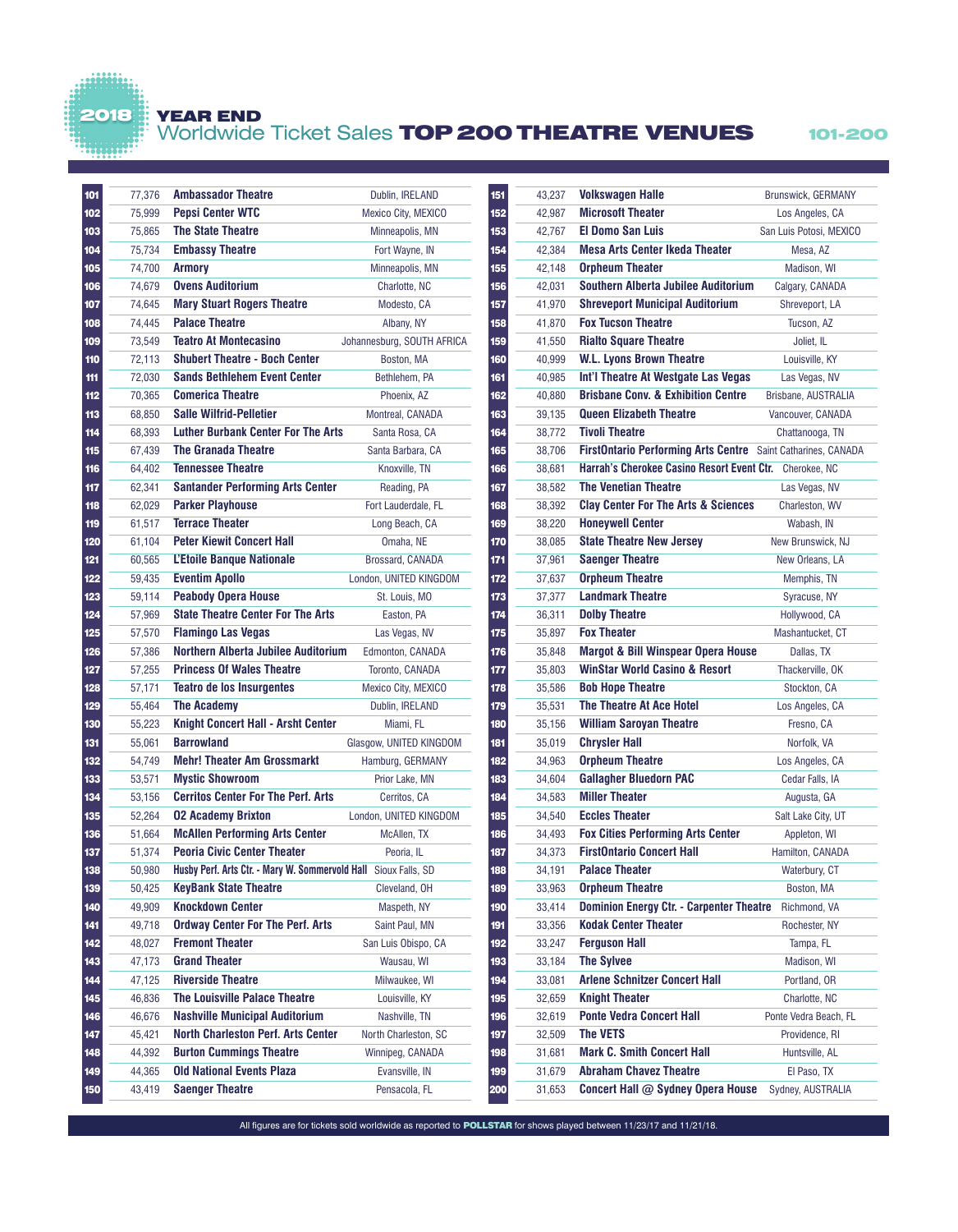# 2018 YEAR END

## Worldwide Ticket Sales TOP 200 THEATRE VENUES

101-200

| | | | |
|---|---|---|---|
| 101 | 77,376 | **Ambassador Theatre** | Dublin, IRELAND |
| 102 | 75,999 | **Pepsi Center WTC** | Mexico City, MEXICO |
| 103 | 75,865 | **The State Theatre** | Minneapolis, MN |
| 104 | 75,734 | **Embassy Theatre** | Fort Wayne, IN |
| 105 | 74,700 | **Armory** | Minneapolis, MN |
| 106 | 74,679 | **Ovens Auditorium** | Charlotte, NC |
| 107 | 74,645 | **Mary Stuart Rogers Theatre** | Modesto, CA |
| 108 | 74,445 | **Palace Theatre** | Albany, NY |
| 109 | 73,549 | **Teatro At Montecasino** | Johannesburg, SOUTH AFRICA |
| 110 | 72,113 | **Shubert Theatre - Boch Center** | Boston, MA |
| 111 | 72,030 | **Sands Bethlehem Event Center** | Bethlehem, PA |
| 112 | 70,365 | **Comerica Theatre** | Phoenix, AZ |
| 113 | 68,850 | **Salle Wilfrid-Pelletier** | Montreal, CANADA |
| 114 | 68,393 | **Luther Burbank Center For The Arts** | Santa Rosa, CA |
| 115 | 67,439 | **The Granada Theatre** | Santa Barbara, CA |
| 116 | 64,402 | **Tennessee Theatre** | Knoxville, TN |
| 117 | 62,341 | **Santander Performing Arts Center** | Reading, PA |
| 118 | 62,029 | **Parker Playhouse** | Fort Lauderdale, FL |
| 119 | 61,517 | **Terrace Theater** | Long Beach, CA |
| 120 | 61,104 | **Peter Kiewit Concert Hall** | Omaha, NE |
| 121 | 60,565 | **L'Etoile Banque Nationale** | Brossard, CANADA |
| 122 | 59,435 | **Eventim Apollo** | London, UNITED KINGDOM |
| 123 | 59,114 | **Peabody Opera House** | St. Louis, MO |
| 124 | 57,969 | **State Theatre Center For The Arts** | Easton, PA |
| 125 | 57,570 | **Flamingo Las Vegas** | Las Vegas, NV |
| 126 | 57,386 | **Northern Alberta Jubilee Auditorium** | Edmonton, CANADA |
| 127 | 57,255 | **Princess Of Wales Theatre** | Toronto, CANADA |
| 128 | 57,171 | **Teatro de los Insurgentes** | Mexico City, MEXICO |
| 129 | 55,464 | **The Academy** | Dublin, IRELAND |
| 130 | 55,223 | **Knight Concert Hall - Arsht Center** | Miami, FL |
| 131 | 55,061 | **Barrowland** | Glasgow, UNITED KINGDOM |
| 132 | 54,749 | **Mehr! Theater Am Grossmarkt** | Hamburg, GERMANY |
| 133 | 53,571 | **Mystic Showroom** | Prior Lake, MN |
| 134 | 53,156 | **Cerritos Center For The Perf. Arts** | Cerritos, CA |
| 135 | 52,264 | **O2 Academy Brixton** | London, UNITED KINGDOM |
| 136 | 51,664 | **McAllen Performing Arts Center** | McAllen, TX |
| 137 | 51,374 | **Peoria Civic Center Theater** | Peoria, IL |
| 138 | 50,980 | **Husby Perf. Arts Ctr. - Mary W. Sommervold Hall** | Sioux Falls, SD |
| 139 | 50,425 | **KeyBank State Theatre** | Cleveland, OH |
| 140 | 49,909 | **Knockdown Center** | Maspeth, NY |
| 141 | 49,718 | **Ordway Center For The Perf. Arts** | Saint Paul, MN |
| 142 | 48,027 | **Fremont Theater** | San Luis Obispo, CA |
| 143 | 47,173 | **Grand Theater** | Wausau, WI |
| 144 | 47,125 | **Riverside Theatre** | Milwaukee, WI |
| 145 | 46,836 | **The Louisville Palace Theatre** | Louisville, KY |
| 146 | 46,676 | **Nashville Municipal Auditorium** | Nashville, TN |
| 147 | 45,421 | **North Charleston Perf. Arts Center** | North Charleston, SC |
| 148 | 44,392 | **Burton Cummings Theatre** | Winnipeg, CANADA |
| 149 | 44,365 | **Old National Events Plaza** | Evansville, IN |
| 150 | 43,419 | **Saenger Theatre** | Pensacola, FL |
| 151 | 43,237 | **Volkswagen Halle** | Brunswick, GERMANY |
| 152 | 42,987 | **Microsoft Theater** | Los Angeles, CA |
| 153 | 42,767 | **El Domo San Luis** | San Luis Potosi, MEXICO |
| 154 | 42,384 | **Mesa Arts Center Ikeda Theater** | Mesa, AZ |
| 155 | 42,148 | **Orpheum Theater** | Madison, WI |
| 156 | 42,031 | **Southern Alberta Jubilee Auditorium** | Calgary, CANADA |
| 157 | 41,970 | **Shreveport Municipal Auditorium** | Shreveport, LA |
| 158 | 41,870 | **Fox Tucson Theatre** | Tucson, AZ |
| 159 | 41,550 | **Rialto Square Theatre** | Joliet, IL |
| 160 | 40,999 | **W.L. Lyons Brown Theatre** | Louisville, KY |
| 161 | 40,985 | **Int'l Theatre At Westgate Las Vegas** | Las Vegas, NV |
| 162 | 40,880 | **Brisbane Conv. & Exhibition Centre** | Brisbane, AUSTRALIA |
| 163 | 39,135 | **Queen Elizabeth Theatre** | Vancouver, CANADA |
| 164 | 38,772 | **Tivoli Theatre** | Chattanooga, TN |
| 165 | 38,706 | **FirstOntario Performing Arts Centre** | Saint Catharines, CANADA |
| 166 | 38,681 | **Harrah's Cherokee Casino Resort Event Ctr.** | Cherokee, NC |
| 167 | 38,582 | **The Venetian Theatre** | Las Vegas, NV |
| 168 | 38,392 | **Clay Center For The Arts & Sciences** | Charleston, WV |
| 169 | 38,220 | **Honeywell Center** | Wabash, IN |
| 170 | 38,085 | **State Theatre New Jersey** | New Brunswick, NJ |
| 171 | 37,961 | **Saenger Theatre** | New Orleans, LA |
| 172 | 37,637 | **Orpheum Theatre** | Memphis, TN |
| 173 | 37,377 | **Landmark Theatre** | Syracuse, NY |
| 174 | 36,311 | **Dolby Theatre** | Hollywood, CA |
| 175 | 35,897 | **Fox Theater** | Mashantucket, CT |
| 176 | 35,848 | **Margot & Bill Winspear Opera House** | Dallas, TX |
| 177 | 35,803 | **WinStar World Casino & Resort** | Thackerville, OK |
| 178 | 35,586 | **Bob Hope Theatre** | Stockton, CA |
| 179 | 35,531 | **The Theatre At Ace Hotel** | Los Angeles, CA |
| 180 | 35,156 | **William Saroyan Theatre** | Fresno, CA |
| 181 | 35,019 | **Chrysler Hall** | Norfolk, VA |
| 182 | 34,963 | **Orpheum Theatre** | Los Angeles, CA |
| 183 | 34,604 | **Gallagher Bluedorn PAC** | Cedar Falls, IA |
| 184 | 34,583 | **Miller Theater** | Augusta, GA |
| 185 | 34,540 | **Eccles Theater** | Salt Lake City, UT |
| 186 | 34,493 | **Fox Cities Performing Arts Center** | Appleton, WI |
| 187 | 34,373 | **FirstOntario Concert Hall** | Hamilton, CANADA |
| 188 | 34,191 | **Palace Theater** | Waterbury, CT |
| 189 | 33,963 | **Orpheum Theatre** | Boston, MA |
| 190 | 33,414 | **Dominion Energy Ctr. - Carpenter Theatre** | Richmond, VA |
| 191 | 33,356 | **Kodak Center Theater** | Rochester, NY |
| 192 | 33,247 | **Ferguson Hall** | Tampa, FL |
| 193 | 33,184 | **The Sylvee** | Madison, WI |
| 194 | 33,081 | **Arlene Schnitzer Concert Hall** | Portland, OR |
| 195 | 32,659 | **Knight Theater** | Charlotte, NC |
| 196 | 32,619 | **Ponte Vedra Concert Hall** | Ponte Vedra Beach, FL |
| 197 | 32,509 | **The VETS** | Providence, RI |
| 198 | 31,681 | **Mark C. Smith Concert Hall** | Huntsville, AL |
| 199 | 31,679 | **Abraham Chavez Theatre** | El Paso, TX |
| 200 | 31,653 | **Concert Hall @ Sydney Opera House** | Sydney, AUSTRALIA |

All figures are for tickets sold worldwide as reported to **POLLSTAR** for shows played between 11/23/17 and 11/21/18.